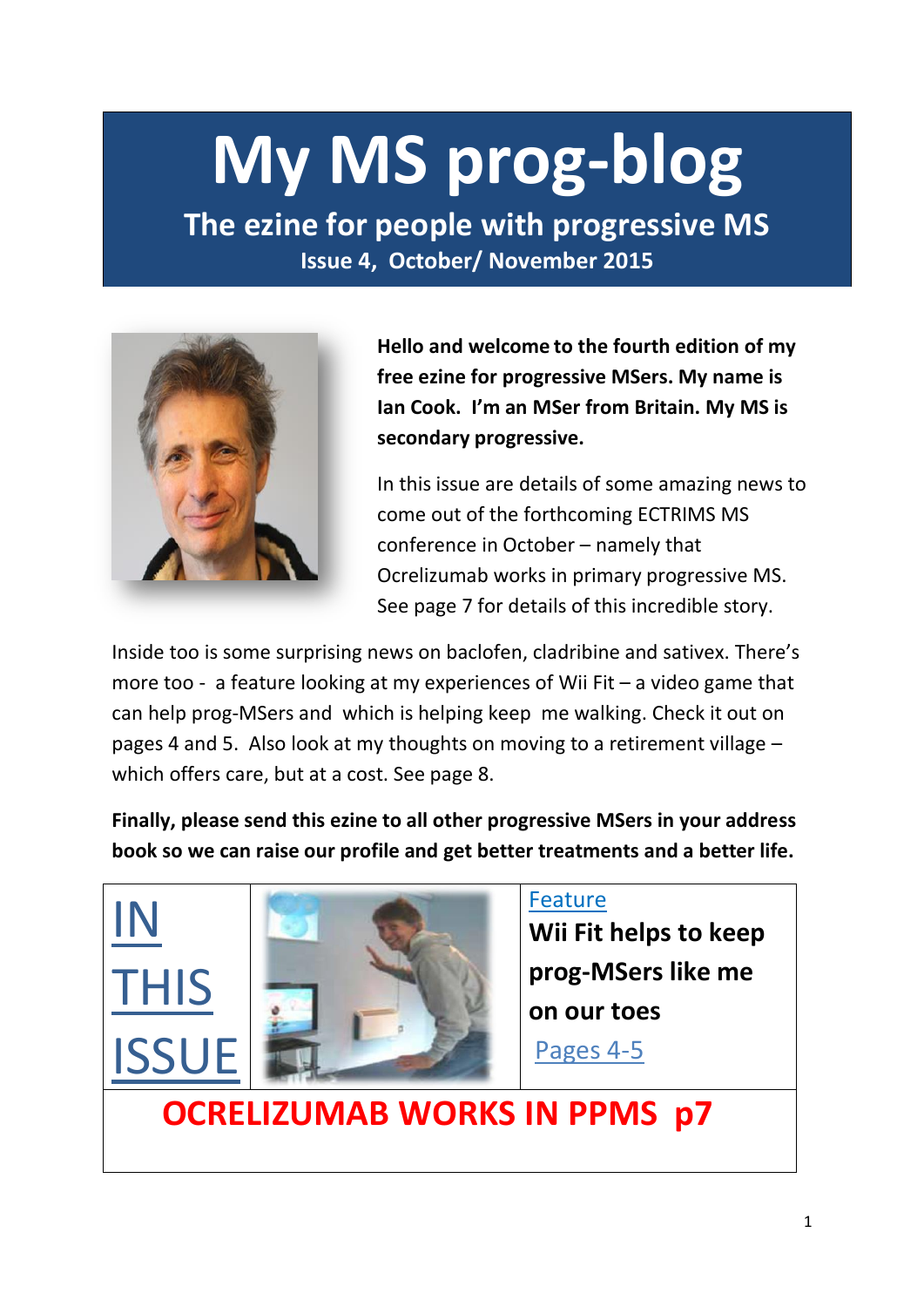# My MS prog-blog

## The ezine for people with progressive MS

**Issue 4, October/ November 2015**

**Hello and welcome to the fourth edition of my free ezine for progressive MSers. My name is Ian Cook. I'm an MSer from Britain. My MS is secondary progressive.**

In this issue are details of some amazing news to come out of the forthcoming ECTRIMS MS conference in October – namely that Ocrelizumab works in primary progressive MS. See page 7 for details of this incredible story.

Inside too is some surprising news on baclofen, cladribine and sativex. There's more too - a feature looking at my experiences of Wii Fit – a video game that can help prog-MSers and which is helping keep me walking. Check it out on pages 4 and 5. Also look at my thoughts on moving to a retirement village – which offers care, but at a cost. See page 8.

**Finally, please send this ezine to all other progressive MSers in your address book so we can raise our profile and get better treatments and a better life.**

## IN THIS ISSUE

Feature

**Wii Fit helps to keep prog-MSers like me on our toes**

Pages 4-5

**OCRELIZUMAB WORKS IN PPMS p7**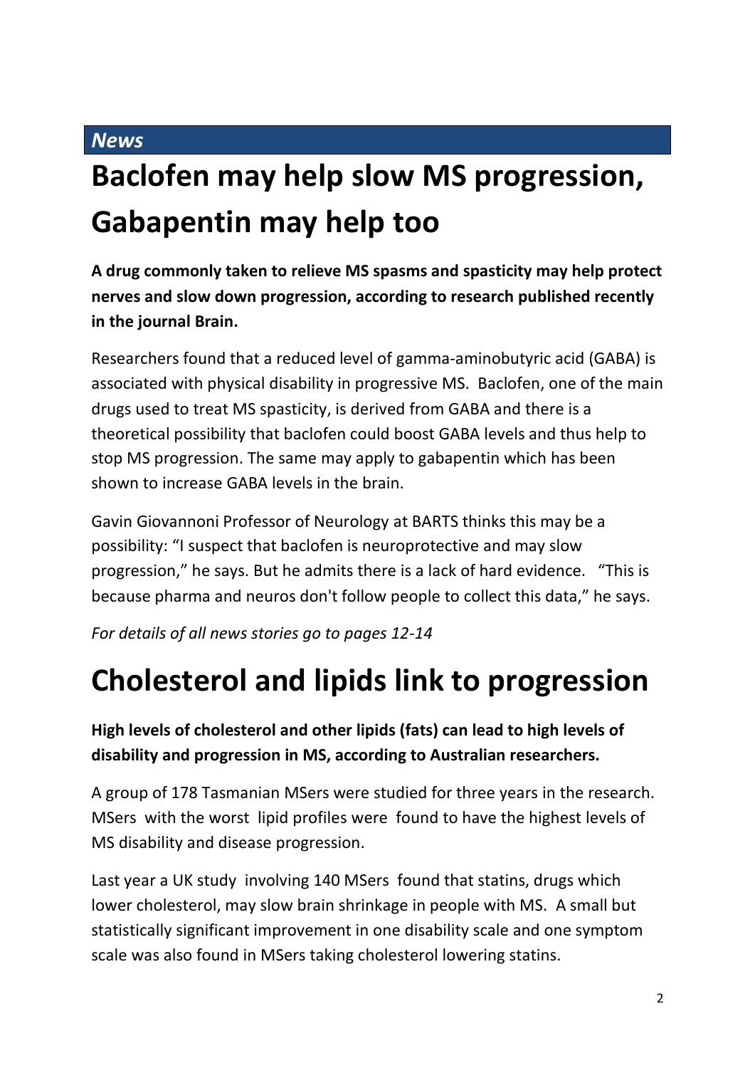*News*

# Baclofen may help slow MS progression, Gabapentin may help too

**A drug commonly taken to relieve MS spasms and spasticity may help protect nerves and slow down progression, according to research published recently in the journal Brain.**

Researchers found that a reduced level of gamma-aminobutyric acid (GABA) is associated with physical disability in progressive MS. Baclofen, one of the main drugs used to treat MS spasticity, is derived from GABA and there is a theoretical possibility that baclofen could boost GABA levels and thus help to stop MS progression. The same may apply to gabapentin which has been shown to increase GABA levels in the brain.

Gavin Giovannoni Professor of Neurology at BARTS thinks this may be a possibility: "I suspect that baclofen is neuroprotective and may slow progression," he says. But he admits there is a lack of hard evidence. "This is because pharma and neuros don't follow people to collect this data," he says.

*For details of all news stories go to pages 12-14*

# Cholesterol and lipids link to progression

**High levels of cholesterol and other lipids (fats) can lead to high levels of disability and progression in MS, according to Australian researchers.**

A group of 178 Tasmanian MSers were studied for three years in the research. MSers with the worst lipid profiles were found to have the highest levels of MS disability and disease progression.

Last year a UK study involving 140 MSers found that statins, drugs which lower cholesterol, may slow brain shrinkage in people with MS. A small but statistically significant improvement in one disability scale and one symptom scale was also found in MSers taking cholesterol lowering statins.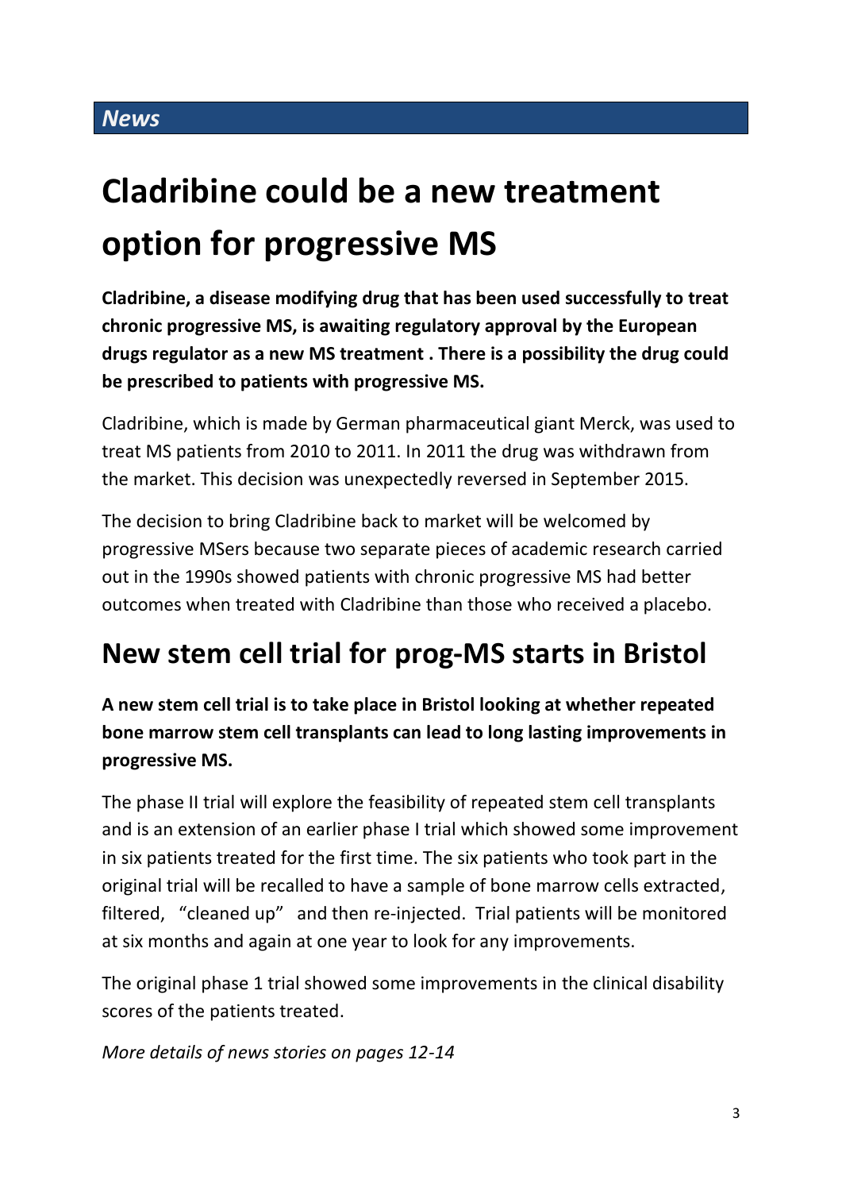***News***

# Cladribine could be a new treatment option for progressive MS

**Cladribine, a disease modifying drug that has been used successfully to treat chronic progressive MS, is awaiting regulatory approval by the European drugs regulator as a new MS treatment . There is a possibility the drug could be prescribed to patients with progressive MS.**

Cladribine, which is made by German pharmaceutical giant Merck, was used to treat MS patients from 2010 to 2011. In 2011 the drug was withdrawn from the market. This decision was unexpectedly reversed in September 2015.

The decision to bring Cladribine back to market will be welcomed by progressive MSers because two separate pieces of academic research carried out in the 1990s showed patients with chronic progressive MS had better outcomes when treated with Cladribine than those who received a placebo.

## New stem cell trial for prog-MS starts in Bristol

**A new stem cell trial is to take place in Bristol looking at whether repeated bone marrow stem cell transplants can lead to long lasting improvements in progressive MS.**

The phase II trial will explore the feasibility of repeated stem cell transplants and is an extension of an earlier phase I trial which showed some improvement in six patients treated for the first time. The six patients who took part in the original trial will be recalled to have a sample of bone marrow cells extracted, filtered, "cleaned up" and then re-injected. Trial patients will be monitored at six months and again at one year to look for any improvements.

The original phase 1 trial showed some improvements in the clinical disability scores of the patients treated.

*More details of news stories on pages 12-14*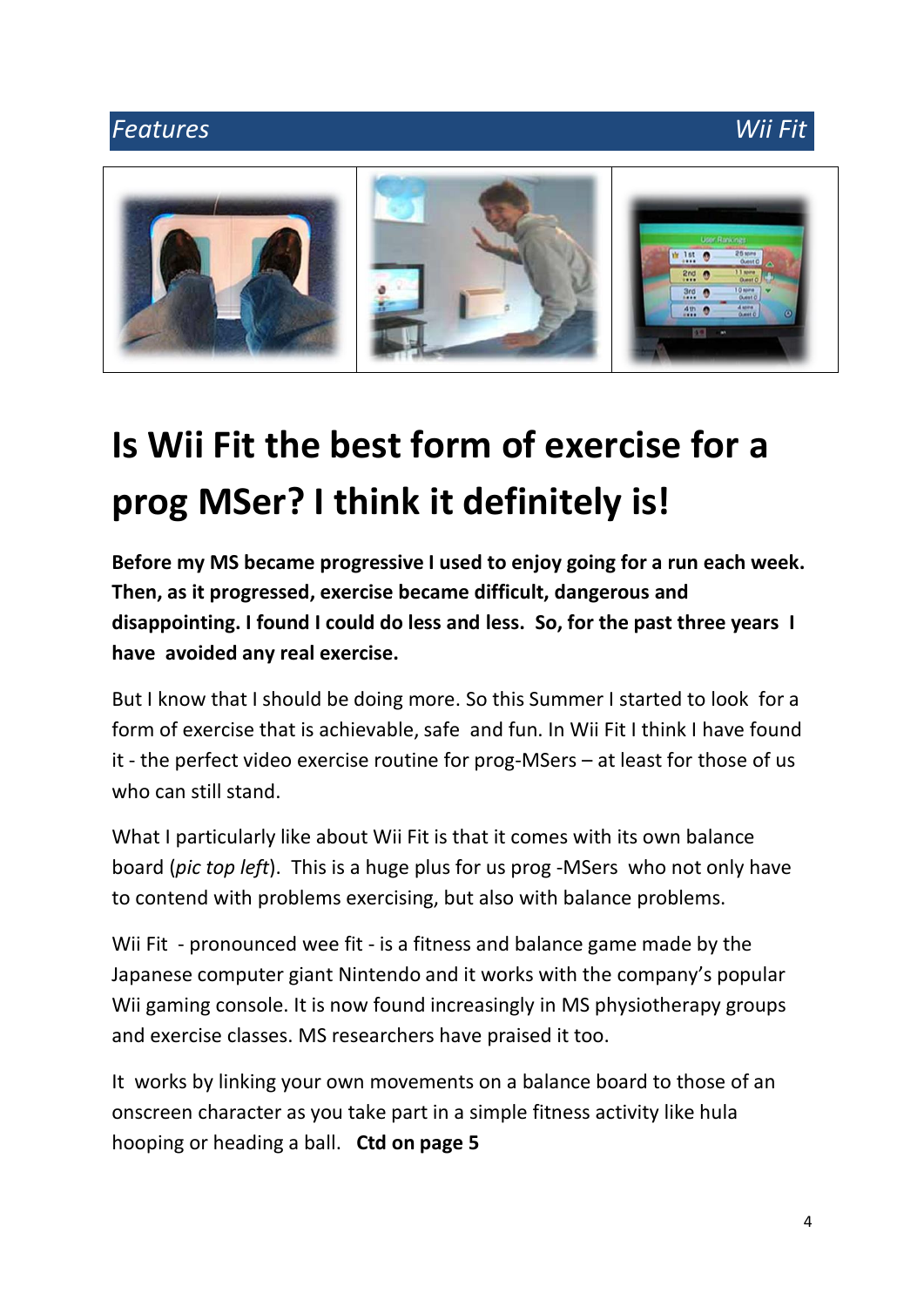Features | Wii Fit

# Is Wii Fit the best form of exercise for a prog MSer? I think it definitely is!

**Before my MS became progressive I used to enjoy going for a run each week. Then, as it progressed, exercise became difficult, dangerous and disappointing. I found I could do less and less. So, for the past three years I have avoided any real exercise.**

But I know that I should be doing more. So this Summer I started to look for a form of exercise that is achievable, safe and fun. In Wii Fit I think I have found it - the perfect video exercise routine for prog-MSers – at least for those of us who can still stand.

What I particularly like about Wii Fit is that it comes with its own balance board (*pic top left*). This is a huge plus for us prog -MSers who not only have to contend with problems exercising, but also with balance problems.

Wii Fit - pronounced wee fit - is a fitness and balance game made by the Japanese computer giant Nintendo and it works with the company's popular Wii gaming console. It is now found increasingly in MS physiotherapy groups and exercise classes. MS researchers have praised it too.

It works by linking your own movements on a balance board to those of an onscreen character as you take part in a simple fitness activity like hula hooping or heading a ball. **Ctd on page 5**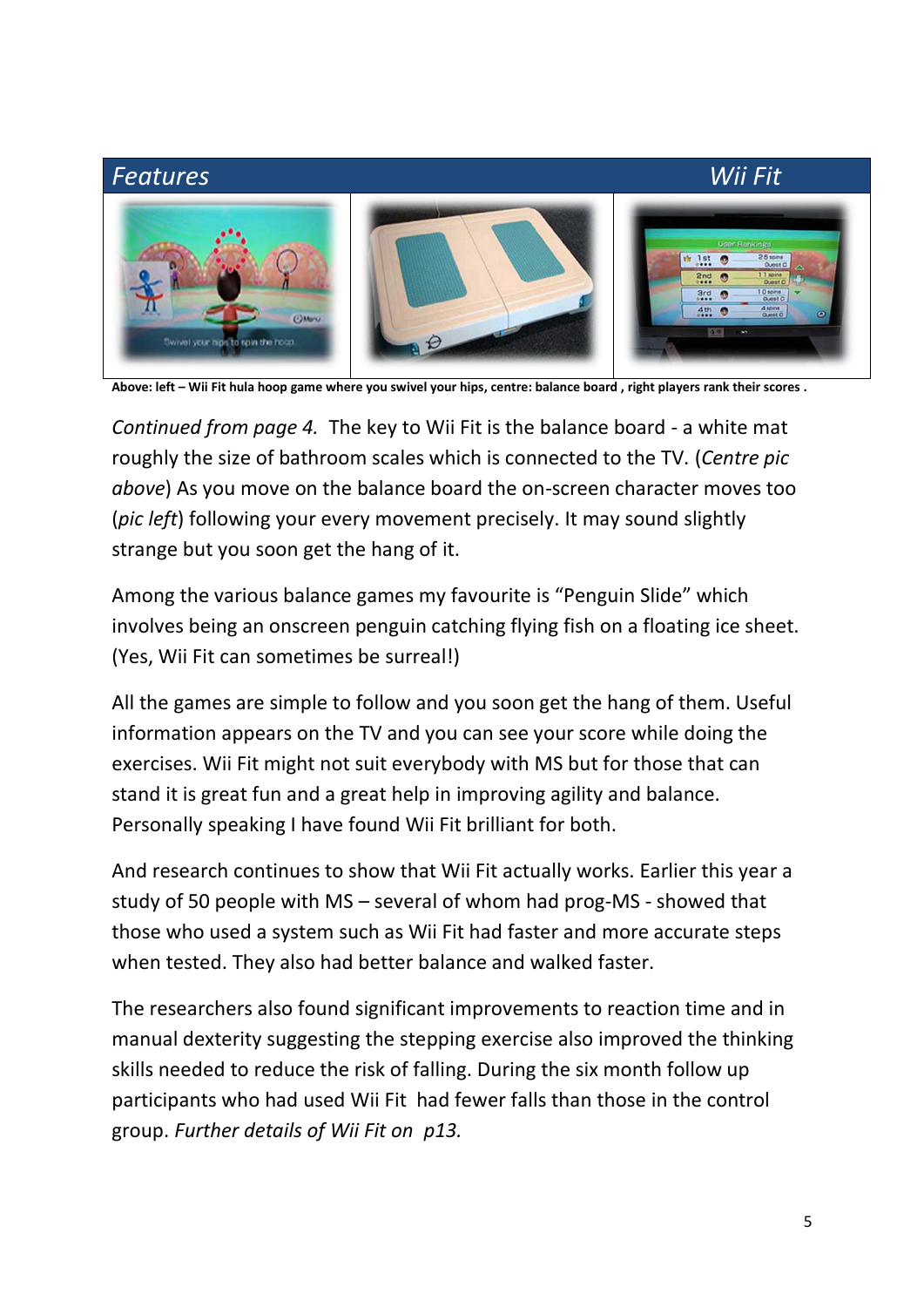## *Features* — *Wii Fit*

**Above: left – Wii Fit hula hoop game where you swivel your hips, centre: balance board , right players rank their scores .**

*Continued from page 4.* The key to Wii Fit is the balance board - a white mat roughly the size of bathroom scales which is connected to the TV. (*Centre pic above*) As you move on the balance board the on-screen character moves too (*pic left*) following your every movement precisely. It may sound slightly strange but you soon get the hang of it.

Among the various balance games my favourite is “Penguin Slide” which involves being an onscreen penguin catching flying fish on a floating ice sheet. (Yes, Wii Fit can sometimes be surreal!)

All the games are simple to follow and you soon get the hang of them. Useful information appears on the TV and you can see your score while doing the exercises. Wii Fit might not suit everybody with MS but for those that can stand it is great fun and a great help in improving agility and balance. Personally speaking I have found Wii Fit brilliant for both.

And research continues to show that Wii Fit actually works. Earlier this year a study of 50 people with MS – several of whom had prog-MS - showed that those who used a system such as Wii Fit had faster and more accurate steps when tested. They also had better balance and walked faster.

The researchers also found significant improvements to reaction time and in manual dexterity suggesting the stepping exercise also improved the thinking skills needed to reduce the risk of falling. During the six month follow up participants who had used Wii Fit had fewer falls than those in the control group. *Further details of Wii Fit on p13.*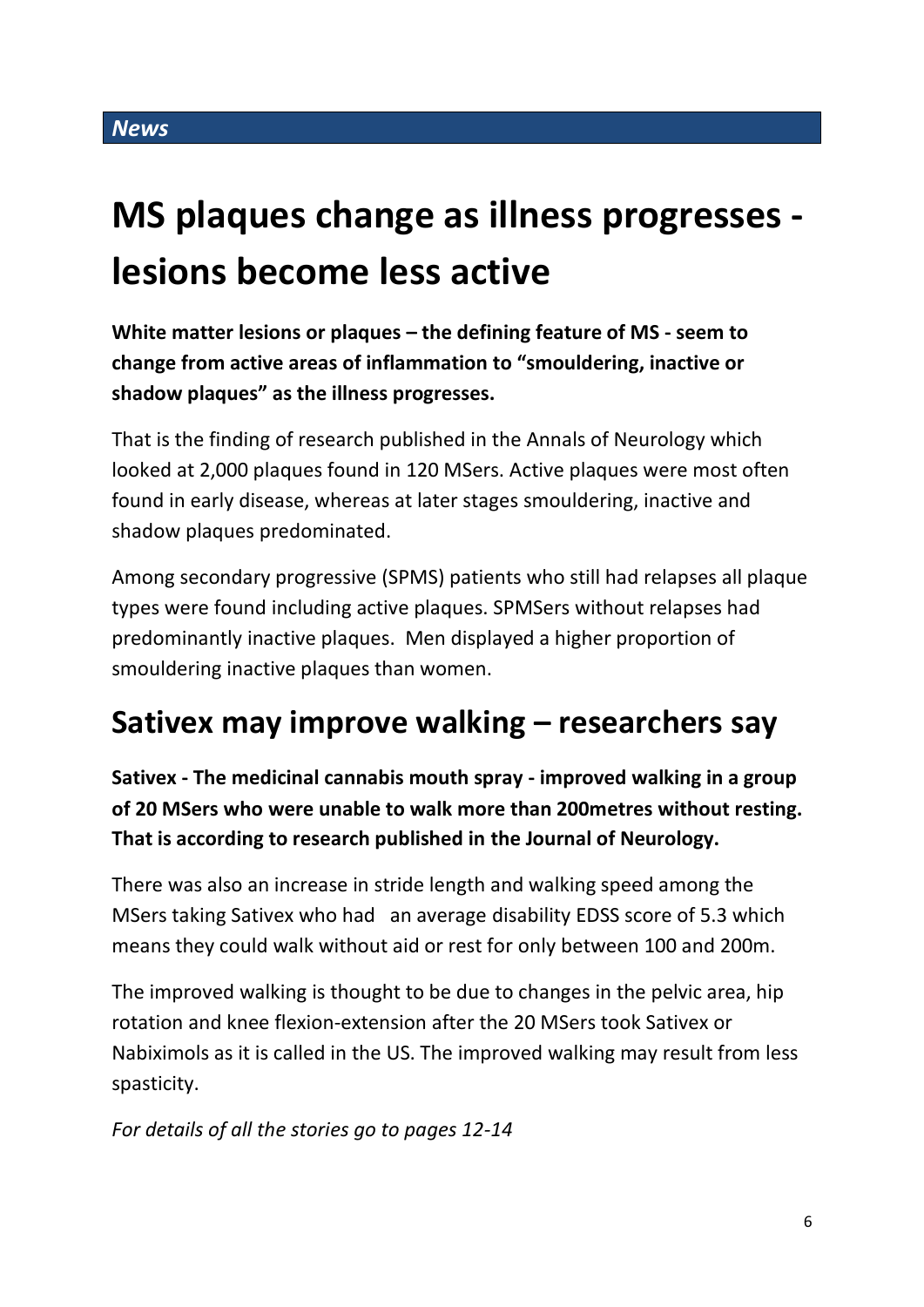*News*

# MS plaques change as illness progresses - lesions become less active

**White matter lesions or plaques – the defining feature of MS - seem to change from active areas of inflammation to "smouldering, inactive or shadow plaques" as the illness progresses.**

That is the finding of research published in the Annals of Neurology which looked at 2,000 plaques found in 120 MSers. Active plaques were most often found in early disease, whereas at later stages smouldering, inactive and shadow plaques predominated.

Among secondary progressive (SPMS) patients who still had relapses all plaque types were found including active plaques. SPMSers without relapses had predominantly inactive plaques. Men displayed a higher proportion of smouldering inactive plaques than women.

## Sativex may improve walking – researchers say

**Sativex - The medicinal cannabis mouth spray - improved walking in a group of 20 MSers who were unable to walk more than 200metres without resting. That is according to research published in the Journal of Neurology.**

There was also an increase in stride length and walking speed among the MSers taking Sativex who had an average disability EDSS score of 5.3 which means they could walk without aid or rest for only between 100 and 200m.

The improved walking is thought to be due to changes in the pelvic area, hip rotation and knee flexion-extension after the 20 MSers took Sativex or Nabiximols as it is called in the US. The improved walking may result from less spasticity.

*For details of all the stories go to pages 12-14*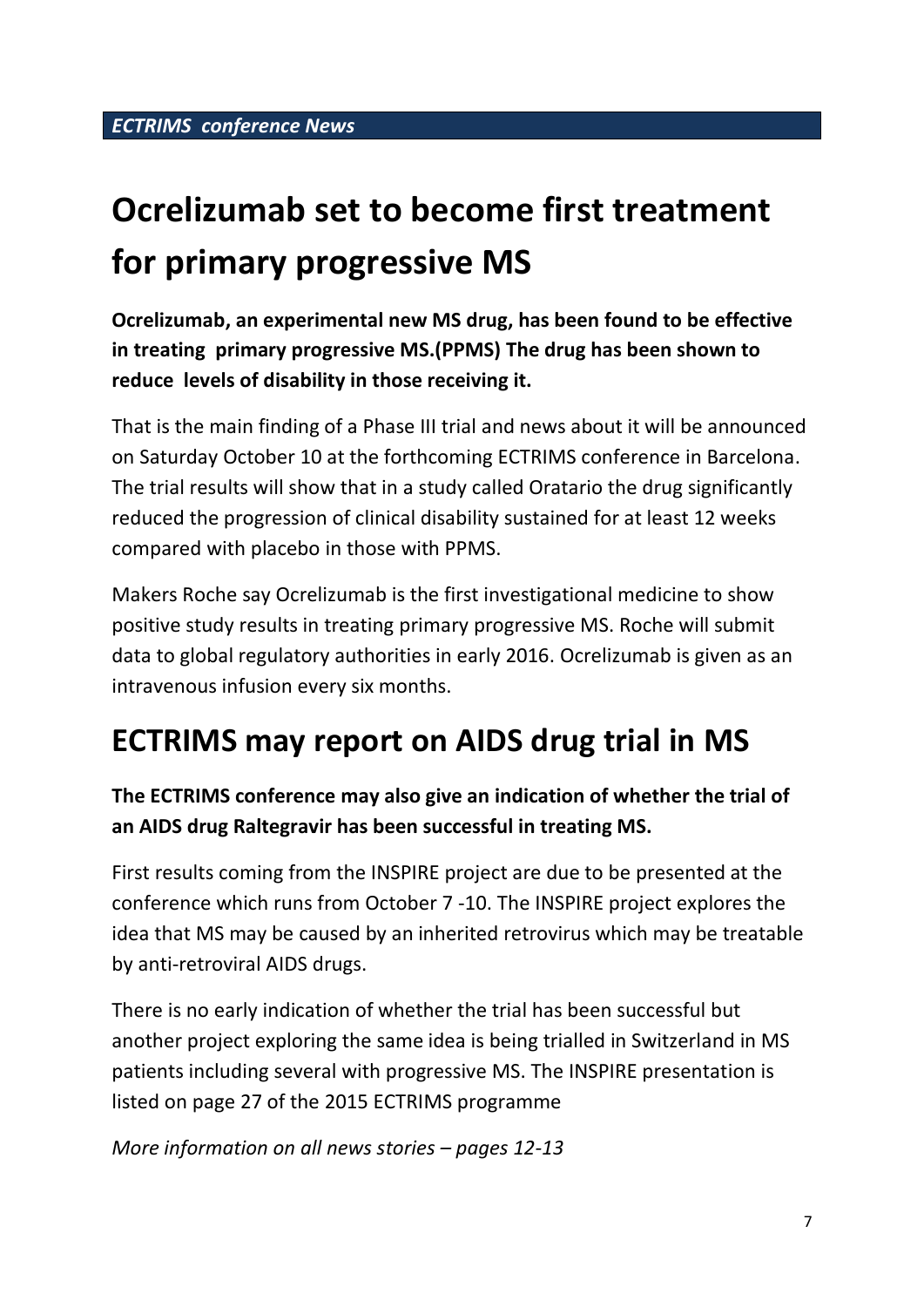*ECTRIMS conference News*

# Ocrelizumab set to become first treatment for primary progressive MS

**Ocrelizumab, an experimental new MS drug, has been found to be effective in treating primary progressive MS.(PPMS) The drug has been shown to reduce levels of disability in those receiving it.**

That is the main finding of a Phase III trial and news about it will be announced on Saturday October 10 at the forthcoming ECTRIMS conference in Barcelona. The trial results will show that in a study called Oratario the drug significantly reduced the progression of clinical disability sustained for at least 12 weeks compared with placebo in those with PPMS.

Makers Roche say Ocrelizumab is the first investigational medicine to show positive study results in treating primary progressive MS. Roche will submit data to global regulatory authorities in early 2016. Ocrelizumab is given as an intravenous infusion every six months.

## ECTRIMS may report on AIDS drug trial in MS

**The ECTRIMS conference may also give an indication of whether the trial of an AIDS drug Raltegravir has been successful in treating MS.**

First results coming from the INSPIRE project are due to be presented at the conference which runs from October 7 -10. The INSPIRE project explores the idea that MS may be caused by an inherited retrovirus which may be treatable by anti-retroviral AIDS drugs.

There is no early indication of whether the trial has been successful but another project exploring the same idea is being trialled in Switzerland in MS patients including several with progressive MS. The INSPIRE presentation is listed on page 27 of the 2015 ECTRIMS programme

*More information on all news stories – pages 12-13*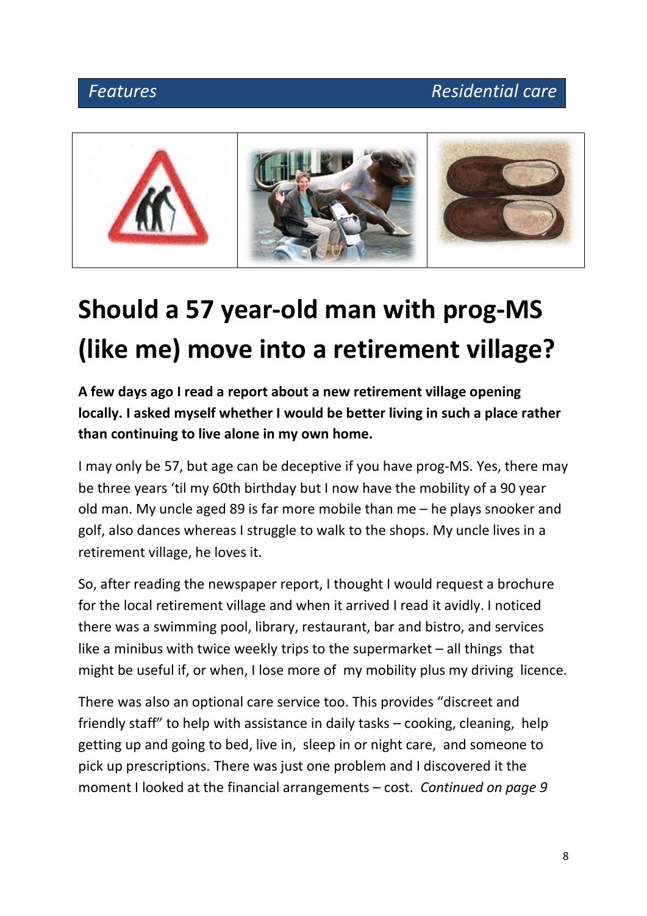Features | Residential care

# Should a 57 year-old man with prog-MS (like me) move into a retirement village?

**A few days ago I read a report about a new retirement village opening locally. I asked myself whether I would be better living in such a place rather than continuing to live alone in my own home.**

I may only be 57, but age can be deceptive if you have prog-MS. Yes, there may be three years 'til my 60th birthday but I now have the mobility of a 90 year old man. My uncle aged 89 is far more mobile than me – he plays snooker and golf, also dances whereas I struggle to walk to the shops. My uncle lives in a retirement village, he loves it.

So, after reading the newspaper report, I thought I would request a brochure for the local retirement village and when it arrived I read it avidly. I noticed there was a swimming pool, library, restaurant, bar and bistro, and services like a minibus with twice weekly trips to the supermarket – all things that might be useful if, or when, I lose more of my mobility plus my driving licence.

There was also an optional care service too. This provides "discreet and friendly staff" to help with assistance in daily tasks – cooking, cleaning, help getting up and going to bed, live in, sleep in or night care, and someone to pick up prescriptions. There was just one problem and I discovered it the moment I looked at the financial arrangements – cost. *Continued on page 9*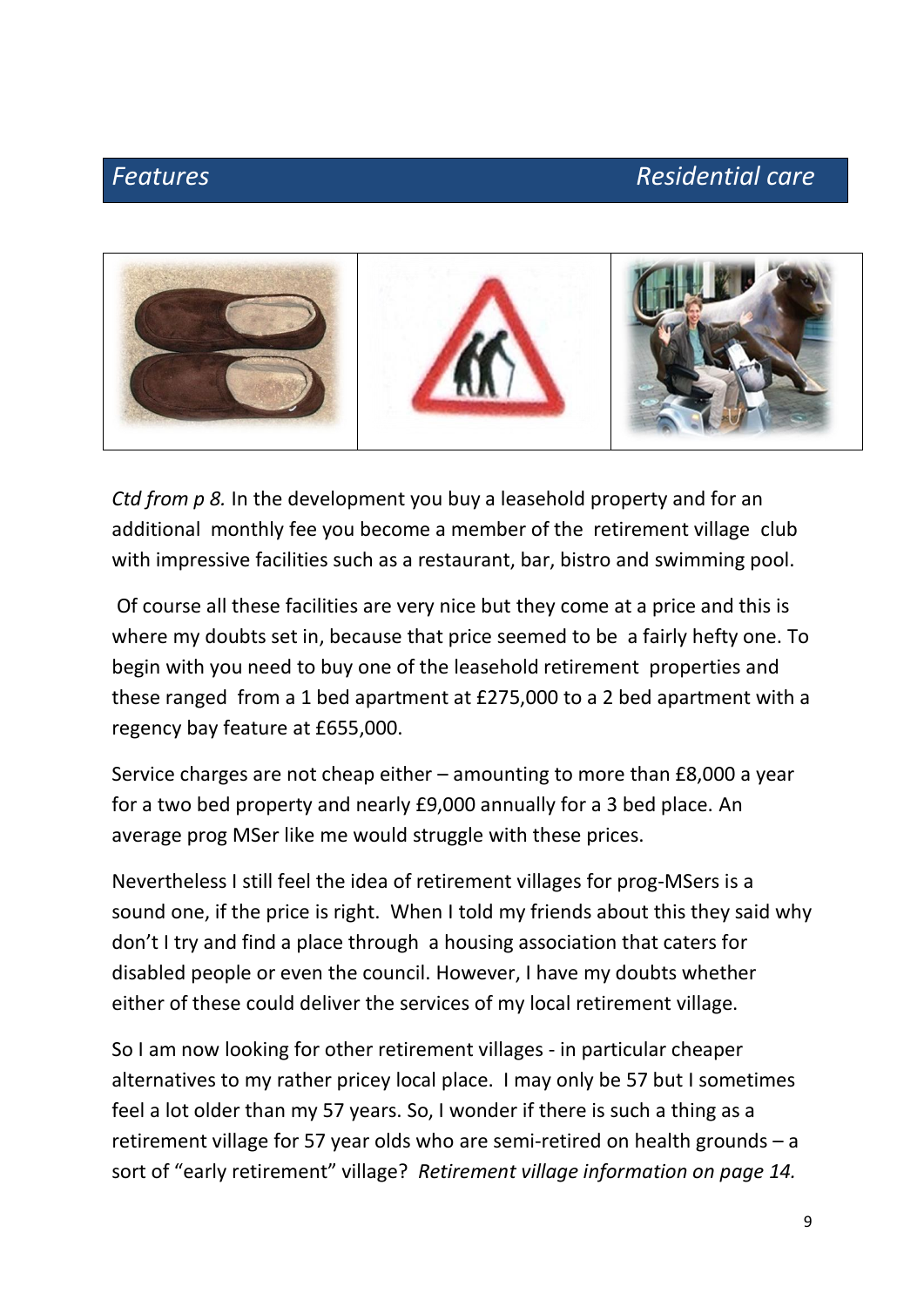*Ctd from p 8.* In the development you buy a leasehold property and for an additional monthly fee you become a member of the retirement village club with impressive facilities such as a restaurant, bar, bistro and swimming pool.

Of course all these facilities are very nice but they come at a price and this is where my doubts set in, because that price seemed to be a fairly hefty one. To begin with you need to buy one of the leasehold retirement properties and these ranged from a 1 bed apartment at £275,000 to a 2 bed apartment with a regency bay feature at £655,000.

Service charges are not cheap either – amounting to more than £8,000 a year for a two bed property and nearly £9,000 annually for a 3 bed place. An average prog MSer like me would struggle with these prices.

Nevertheless I still feel the idea of retirement villages for prog-MSers is a sound one, if the price is right. When I told my friends about this they said why don't I try and find a place through a housing association that caters for disabled people or even the council. However, I have my doubts whether either of these could deliver the services of my local retirement village.

So I am now looking for other retirement villages - in particular cheaper alternatives to my rather pricey local place. I may only be 57 but I sometimes feel a lot older than my 57 years. So, I wonder if there is such a thing as a retirement village for 57 year olds who are semi-retired on health grounds – a sort of "early retirement" village? *Retirement village information on page 14.*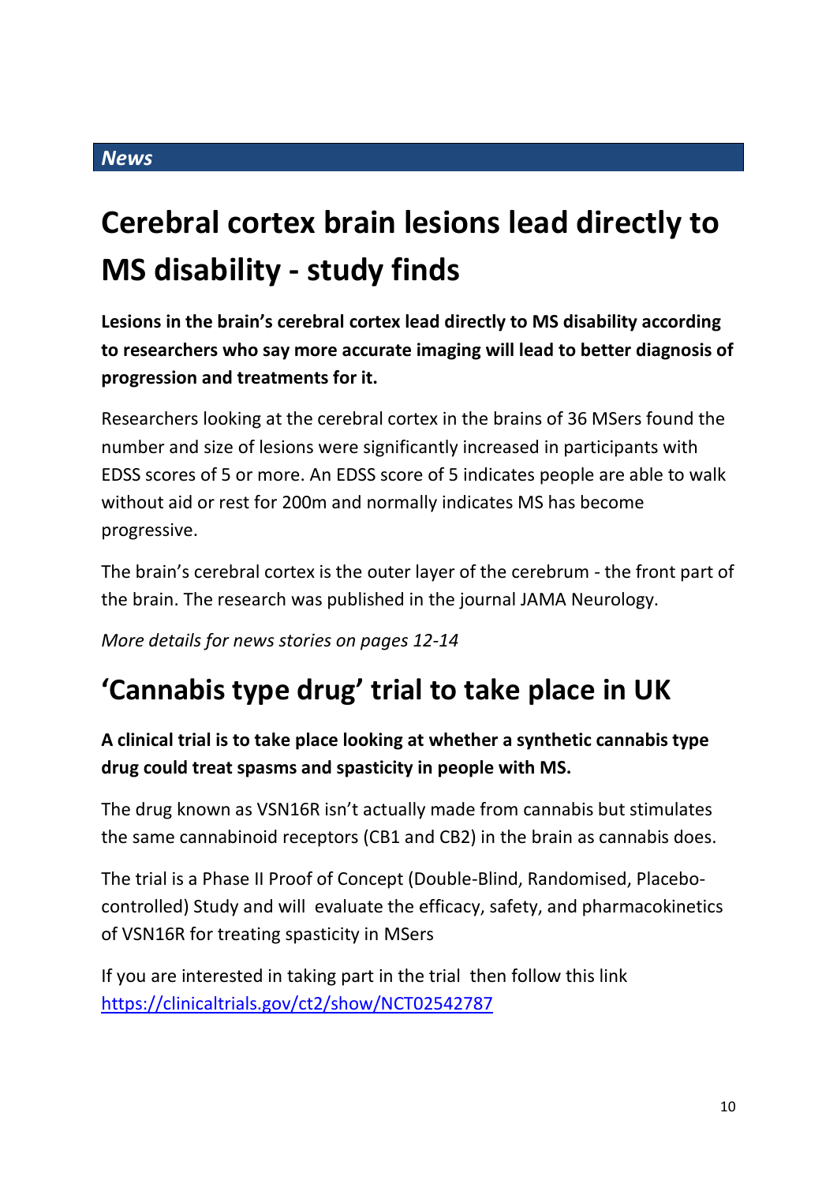*News*

# Cerebral cortex brain lesions lead directly to MS disability - study finds

**Lesions in the brain's cerebral cortex lead directly to MS disability according to researchers who say more accurate imaging will lead to better diagnosis of progression and treatments for it.**

Researchers looking at the cerebral cortex in the brains of 36 MSers found the number and size of lesions were significantly increased in participants with EDSS scores of 5 or more. An EDSS score of 5 indicates people are able to walk without aid or rest for 200m and normally indicates MS has become progressive.

The brain's cerebral cortex is the outer layer of the cerebrum - the front part of the brain. The research was published in the journal JAMA Neurology.

*More details for news stories on pages 12-14*

# 'Cannabis type drug' trial to take place in UK

**A clinical trial is to take place looking at whether a synthetic cannabis type drug could treat spasms and spasticity in people with MS.**

The drug known as VSN16R isn't actually made from cannabis but stimulates the same cannabinoid receptors (CB1 and CB2) in the brain as cannabis does.

The trial is a Phase II Proof of Concept (Double-Blind, Randomised, Placebo-controlled) Study and will evaluate the efficacy, safety, and pharmacokinetics of VSN16R for treating spasticity in MSers

If you are interested in taking part in the trial then follow this link [https://clinicaltrials.gov/ct2/show/NCT02542787](https://clinicaltrials.gov/ct2/show/NCT02542787)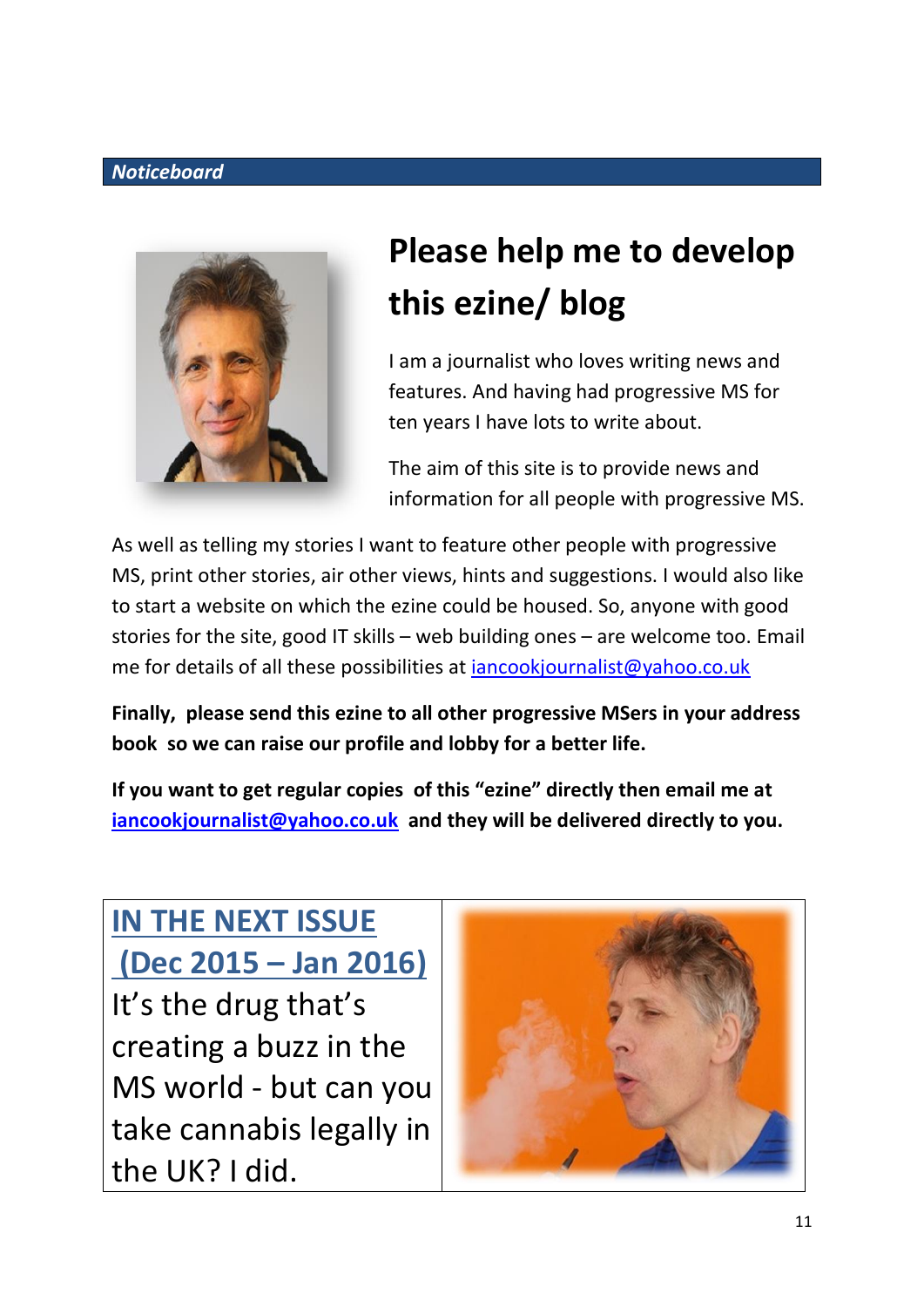**Noticeboard**

# Please help me to develop this ezine/ blog

I am a journalist who loves writing news and features. And having had progressive MS for ten years I have lots to write about.

The aim of this site is to provide news and information for all people with progressive MS.

As well as telling my stories I want to feature other people with progressive MS, print other stories, air other views, hints and suggestions. I would also like to start a website on which the ezine could be housed. So, anyone with good stories for the site, good IT skills – web building ones – are welcome too. Email me for details of all these possibilities at iancookjournalist@yahoo.co.uk

**Finally, please send this ezine to all other progressive MSers in your address book so we can raise our profile and lobby for a better life.**

**If you want to get regular copies of this "ezine" directly then email me at iancookjournalist@yahoo.co.uk and they will be delivered directly to you.**

## IN THE NEXT ISSUE (Dec 2015 – Jan 2016)

It's the drug that's creating a buzz in the MS world - but can you take cannabis legally in the UK? I did.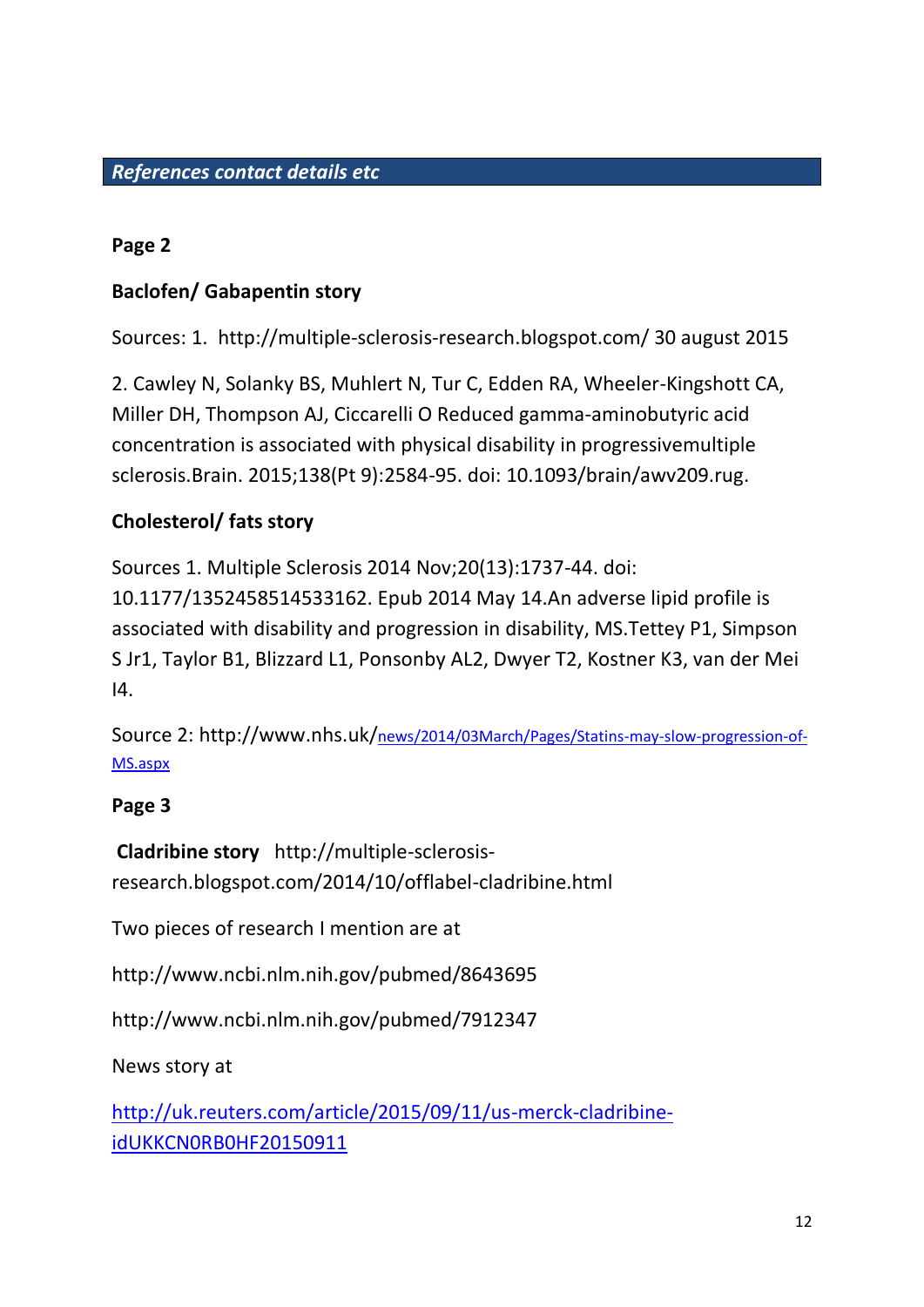## *References contact details etc*

**Page 2**

**Baclofen/ Gabapentin story**

Sources: 1. http://multiple-sclerosis-research.blogspot.com/ 30 august 2015

2. Cawley N, Solanky BS, Muhlert N, Tur C, Edden RA, Wheeler-Kingshott CA, Miller DH, Thompson AJ, Ciccarelli O Reduced gamma-aminobutyric acid concentration is associated with physical disability in progressivemultiple sclerosis.Brain. 2015;138(Pt 9):2584-95. doi: 10.1093/brain/awv209.rug.

**Cholesterol/ fats story**

Sources 1. Multiple Sclerosis 2014 Nov;20(13):1737-44. doi: 10.1177/1352458514533162. Epub 2014 May 14.An adverse lipid profile is associated with disability and progression in disability, MS.Tettey P1, Simpson S Jr1, Taylor B1, Blizzard L1, Ponsonby AL2, Dwyer T2, Kostner K3, van der Mei I4.

Source 2: http://www.nhs.uk/news/2014/03March/Pages/Statins-may-slow-progression-of-MS.aspx

**Page 3**

**Cladribine story** http://multiple-sclerosis-research.blogspot.com/2014/10/offlabel-cladribine.html

Two pieces of research I mention are at

http://www.ncbi.nlm.nih.gov/pubmed/8643695

http://www.ncbi.nlm.nih.gov/pubmed/7912347

News story at

http://uk.reuters.com/article/2015/09/11/us-merck-cladribine-idUKKCN0RB0HF20150911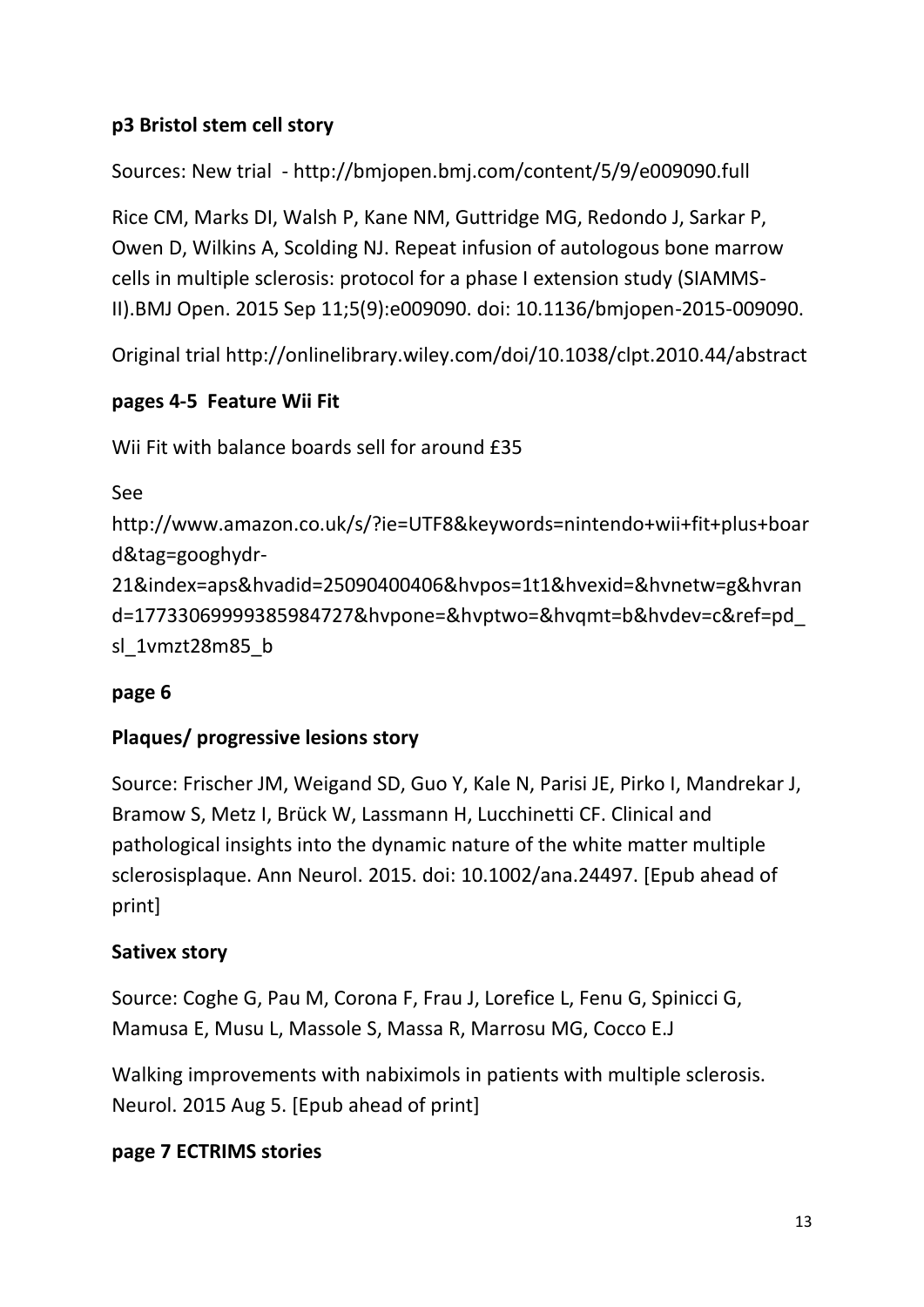**p3 Bristol stem cell story**

Sources: New trial - http://bmjopen.bmj.com/content/5/9/e009090.full

Rice CM, Marks DI, Walsh P, Kane NM, Guttridge MG, Redondo J, Sarkar P, Owen D, Wilkins A, Scolding NJ. Repeat infusion of autologous bone marrow cells in multiple sclerosis: protocol for a phase I extension study (SIAMMS-II).BMJ Open. 2015 Sep 11;5(9):e009090. doi: 10.1136/bmjopen-2015-009090.

Original trial http://onlinelibrary.wiley.com/doi/10.1038/clpt.2010.44/abstract

**pages 4-5 Feature Wii Fit**

Wii Fit with balance boards sell for around £35

See http://www.amazon.co.uk/s/?ie=UTF8&keywords=nintendo+wii+fit+plus+board&tag=googhydr-21&index=aps&hvadid=25090400406&hvpos=1t1&hvexid=&hvnetw=g&hvrand=17733069999385984727&hvpone=&hvptwo=&hvqmt=b&hvdev=c&ref=pd_sl_1vmzt28m85_b

**page 6**

**Plaques/ progressive lesions story**

Source: Frischer JM, Weigand SD, Guo Y, Kale N, Parisi JE, Pirko I, Mandrekar J, Bramow S, Metz I, Brück W, Lassmann H, Lucchinetti CF. Clinical and pathological insights into the dynamic nature of the white matter multiple sclerosisplaque. Ann Neurol. 2015. doi: 10.1002/ana.24497. [Epub ahead of print]

**Sativex story**

Source: Coghe G, Pau M, Corona F, Frau J, Lorefice L, Fenu G, Spinicci G, Mamusa E, Musu L, Massole S, Massa R, Marrosu MG, Cocco E.J

Walking improvements with nabiximols in patients with multiple sclerosis. Neurol. 2015 Aug 5. [Epub ahead of print]

**page 7 ECTRIMS stories**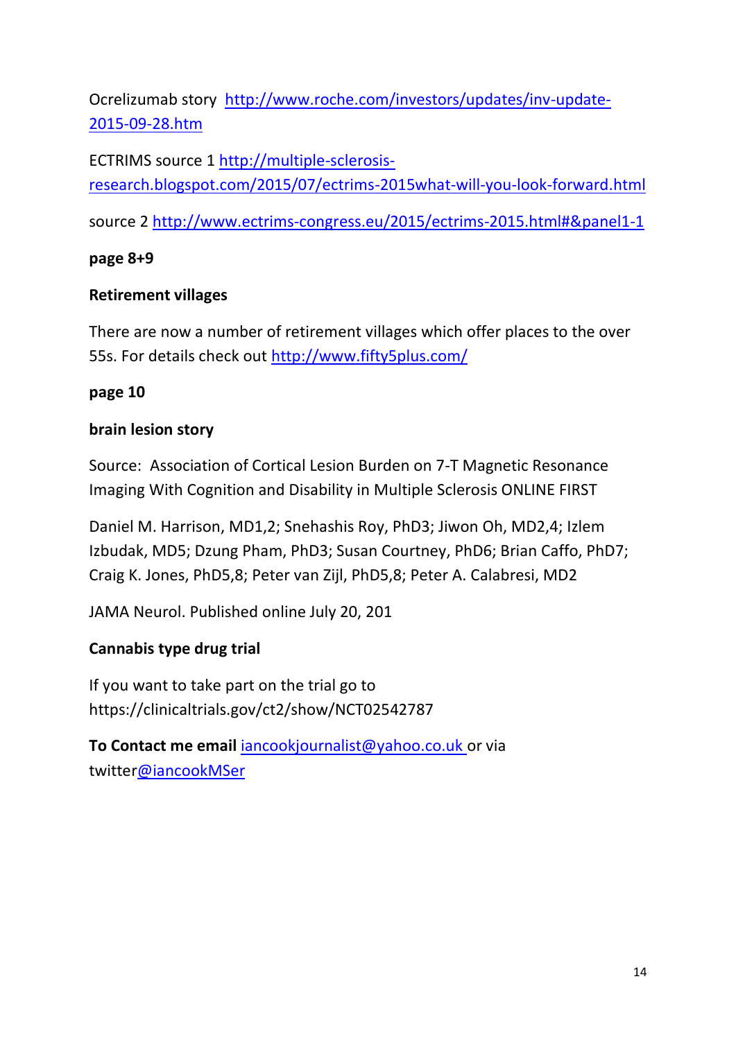Ocrelizumab story http://www.roche.com/investors/updates/inv-update-2015-09-28.htm

ECTRIMS source 1 http://multiple-sclerosis-research.blogspot.com/2015/07/ectrims-2015what-will-you-look-forward.html

source 2 http://www.ectrims-congress.eu/2015/ectrims-2015.html#&panel1-1

**page 8+9**

**Retirement villages**

There are now a number of retirement villages which offer places to the over 55s. For details check out http://www.fifty5plus.com/

**page 10**

**brain lesion story**

Source: Association of Cortical Lesion Burden on 7-T Magnetic Resonance Imaging With Cognition and Disability in Multiple Sclerosis ONLINE FIRST

Daniel M. Harrison, MD1,2; Snehashis Roy, PhD3; Jiwon Oh, MD2,4; Izlem Izbudak, MD5; Dzung Pham, PhD3; Susan Courtney, PhD6; Brian Caffo, PhD7; Craig K. Jones, PhD5,8; Peter van Zijl, PhD5,8; Peter A. Calabresi, MD2

JAMA Neurol. Published online July 20, 201

**Cannabis type drug trial**

If you want to take part on the trial go to https://clinicaltrials.gov/ct2/show/NCT02542787

**To Contact me email** iancookjournalist@yahoo.co.uk or via twitter@iancookMSer